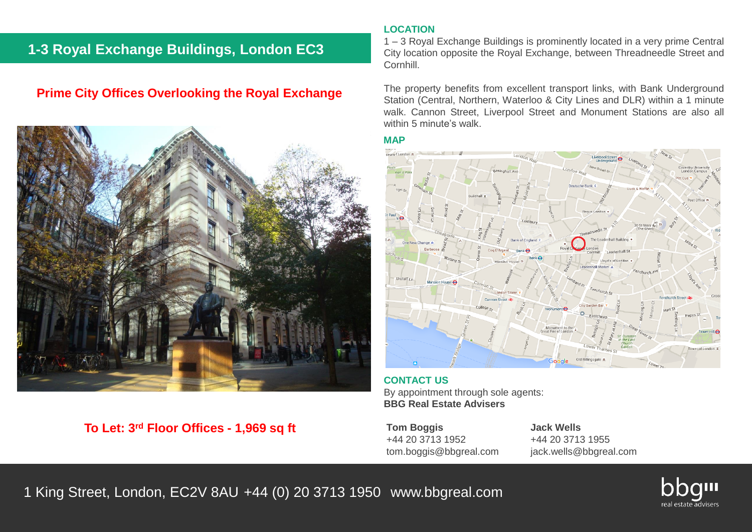# 1-3 Royal Exchange Buildings, London EC3

## Prime City Offices Overlooking the Royal Exchange

**To Let: 3rd Floor Offices - 1,969 sq ft**

### LOCATION

1 – 3 Royal Exchange Buildings is prominently located in a very prime Central City location opposite the Royal Exchange, between Threadneedle Street and Cornhill.

The property benefits from excellent transport links, with Bank Underground Station (Central, Northern, Waterloo & City Lines and DLR) within a 1 minute walk. Cannon Street, Liverpool Street and Monument Stations are also all within 5 minute's walk.

### MAP

### CONTACT US

By appointment through sole agents:
**BBG Real Estate Advisers**

**Tom Boggis**
+44 20 3713 1952
tom.boggis@bbgreal.com

**Jack Wells**
+44 20 3713 1955
jack.wells@bbgreal.com

1 King Street, London, EC2V 8AU +44 (0) 20 3713 1950 www.bbgreal.com

bbg real estate advisers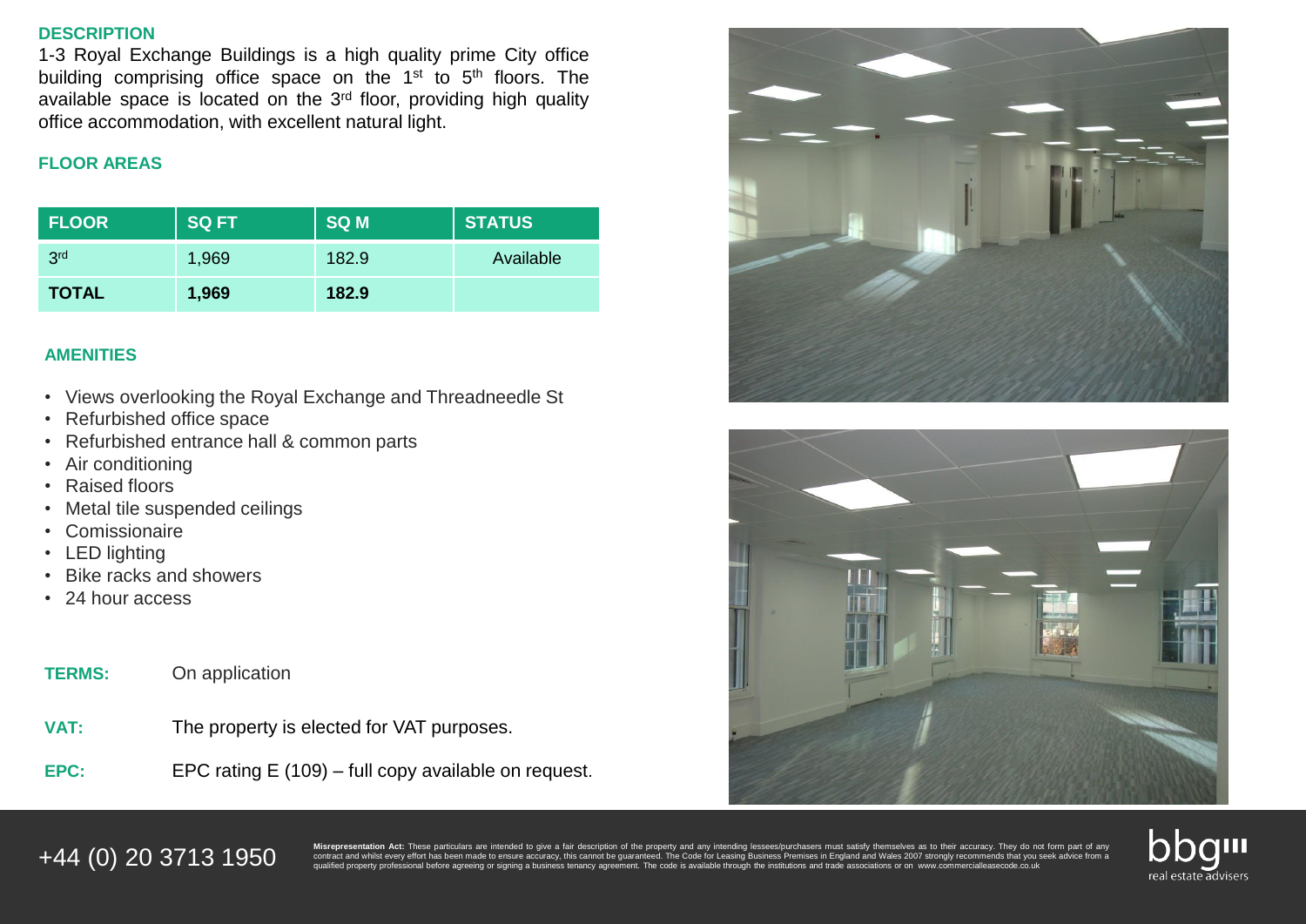## DESCRIPTION

1-3 Royal Exchange Buildings is a high quality prime City office building comprising office space on the 1st to 5th floors. The available space is located on the 3rd floor, providing high quality office accommodation, with excellent natural light.

## FLOOR AREAS

| FLOOR | SQ FT | SQ M | STATUS |
|---|---|---|---|
| 3rd | 1,969 | 182.9 | Available |
| **TOTAL** | **1,969** | **182.9** | |

## AMENITIES

- Views overlooking the Royal Exchange and Threadneedle St
- Refurbished office space
- Refurbished entrance hall & common parts
- Air conditioning
- Raised floors
- Metal tile suspended ceilings
- Comissionaire
- LED lighting
- Bike racks and showers
- 24 hour access

**TERMS:** On application

**VAT:** The property is elected for VAT purposes.

**EPC:** EPC rating E (109) – full copy available on request.

+44 (0) 20 3713 1950

**Misrepresentation Act:** These particulars are intended to give a fair description of the property and any intending lessees/purchasers must satisfy themselves as to their accuracy. They do not form part of any contract and whilst every effort has been made to ensure accuracy, this cannot be guaranteed. The Code for Leasing Business Premises in England and Wales 2007 strongly recommends that you seek advice from a qualified property professional before agreeing or signing a business tenancy agreement. The code is available through the institutions and trade associations or on www.commercialleasecode.co.uk

bbg real estate advisers